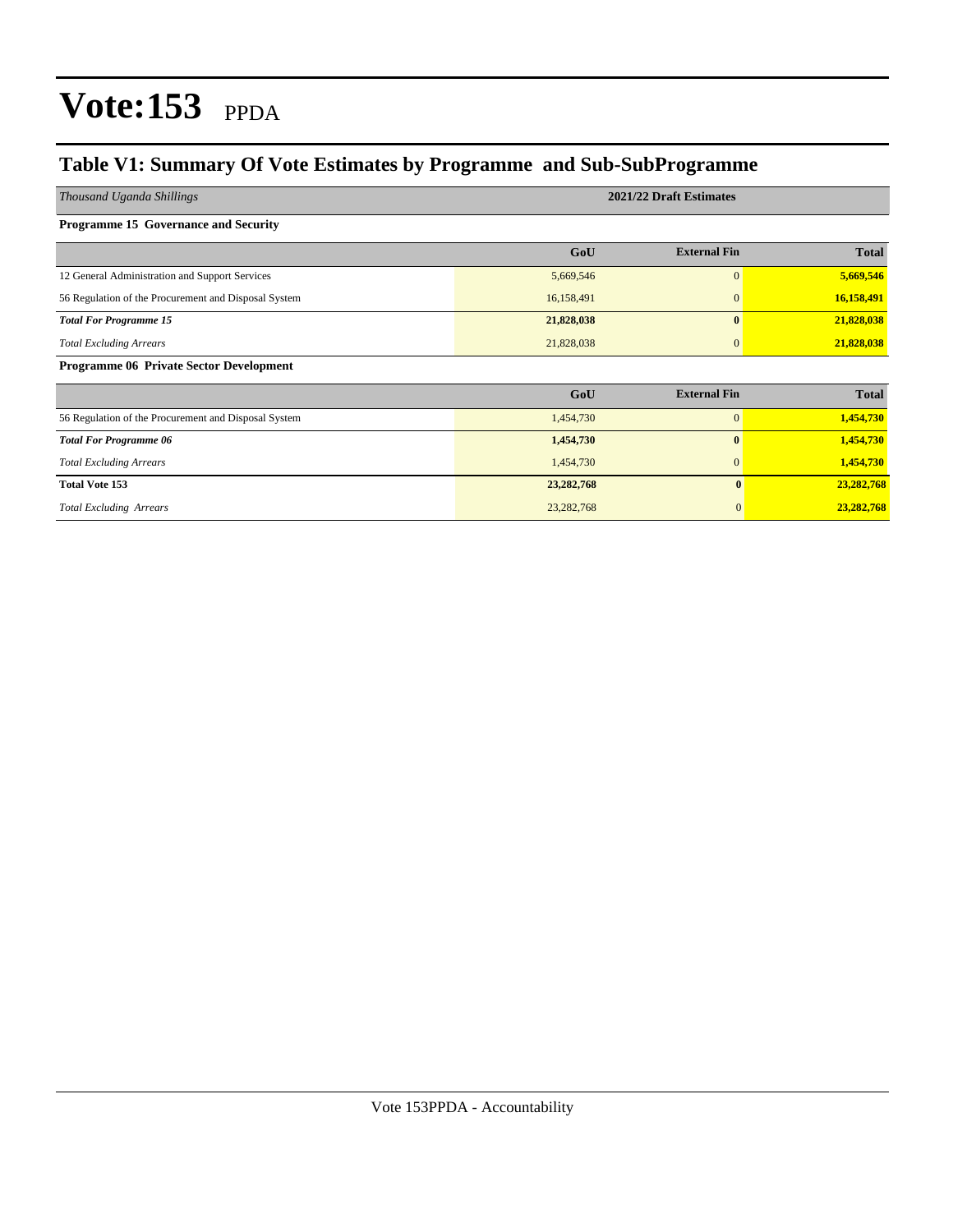# Vote:153 PPDA

## Table V1: Summary Of Vote Estimates by Programme and Sub-SubProgramme

| *Thousand Uganda Shillings* | 2021/22 Draft Estimates | | |
|---|---|---|---|
| **Programme 15 Governance and Security** | | | |
| | **GoU** | **External Fin** | **Total** |
| 12 General Administration and Support Services | 5,669,546 | 0 | **5,669,546** |
| 56 Regulation of the Procurement and Disposal System | 16,158,491 | 0 | **16,158,491** |
| ***Total For Programme 15*** | **21,828,038** | **0** | **21,828,038** |
| *Total Excluding Arrears* | 21,828,038 | 0 | **21,828,038** |
| **Programme 06 Private Sector Development** | | | |
| | **GoU** | **External Fin** | **Total** |
| 56 Regulation of the Procurement and Disposal System | 1,454,730 | 0 | **1,454,730** |
| ***Total For Programme 06*** | **1,454,730** | **0** | **1,454,730** |
| *Total Excluding Arrears* | 1,454,730 | 0 | **1,454,730** |
| **Total Vote 153** | **23,282,768** | **0** | **23,282,768** |
| *Total Excluding Arrears* | 23,282,768 | 0 | **23,282,768** |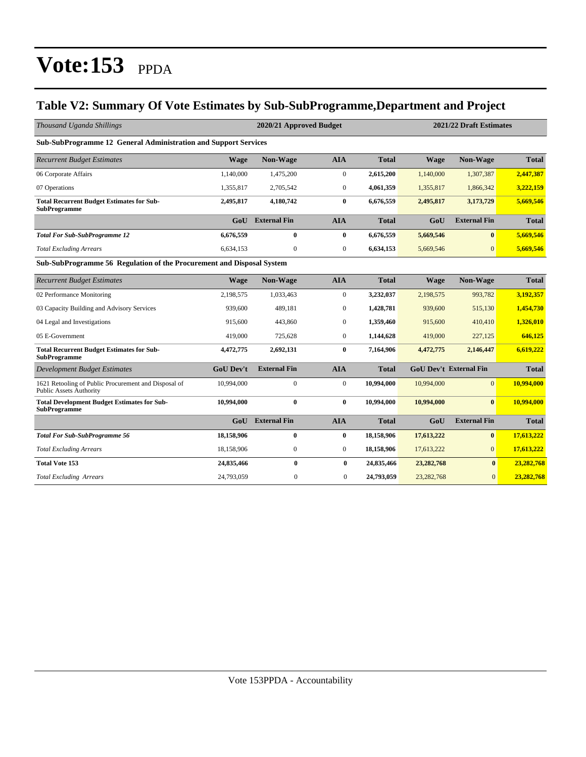# Vote:153 PPDA

## Table V2: Summary Of Vote Estimates by Sub-SubProgramme,Department and Project

| *Thousand Uganda Shillings* | 2020/21 Approved Budget | | | | 2021/22 Draft Estimates | | |
|---|---|---|---|---|---|---|---|
| **Sub-SubProgramme 12 General Administration and Support Services** | | | | | | | |
| *Recurrent Budget Estimates* | **Wage** | **Non-Wage** | **AIA** | **Total** | **Wage** | **Non-Wage** | **Total** |
| 06 Corporate Affairs | 1,140,000 | 1,475,200 | 0 | **2,615,200** | 1,140,000 | 1,307,387 | **2,447,387** |
| 07 Operations | 1,355,817 | 2,705,542 | 0 | **4,061,359** | 1,355,817 | 1,866,342 | **3,222,159** |
| **Total Recurrent Budget Estimates for Sub-SubProgramme** | **2,495,817** | **4,180,742** | **0** | **6,676,559** | **2,495,817** | **3,173,729** | **5,669,546** |
| | **GoU** | **External Fin** | **AIA** | **Total** | **GoU** | **External Fin** | **Total** |
| ***Total For Sub-SubProgramme 12*** | **6,676,559** | **0** | **0** | **6,676,559** | **5,669,546** | **0** | **5,669,546** |
| *Total Excluding Arrears* | 6,634,153 | 0 | 0 | **6,634,153** | 5,669,546 | 0 | **5,669,546** |
| **Sub-SubProgramme 56 Regulation of the Procurement and Disposal System** | | | | | | | |
| *Recurrent Budget Estimates* | **Wage** | **Non-Wage** | **AIA** | **Total** | **Wage** | **Non-Wage** | **Total** |
| 02 Performance Monitoring | 2,198,575 | 1,033,463 | 0 | **3,232,037** | 2,198,575 | 993,782 | **3,192,357** |
| 03 Capacity Building and Advisory Services | 939,600 | 489,181 | 0 | **1,428,781** | 939,600 | 515,130 | **1,454,730** |
| 04 Legal and Investigations | 915,600 | 443,860 | 0 | **1,359,460** | 915,600 | 410,410 | **1,326,010** |
| 05 E-Government | 419,000 | 725,628 | 0 | **1,144,628** | 419,000 | 227,125 | **646,125** |
| **Total Recurrent Budget Estimates for Sub-SubProgramme** | **4,472,775** | **2,692,131** | **0** | **7,164,906** | **4,472,775** | **2,146,447** | **6,619,222** |
| *Development Budget Estimates* | **GoU Dev't** | **External Fin** | **AIA** | **Total** | **GoU Dev't** | **External Fin** | **Total** |
| 1621 Retooling of Public Procurement and Disposal of Public Assets Authority | 10,994,000 | 0 | 0 | **10,994,000** | 10,994,000 | 0 | **10,994,000** |
| **Total Development Budget Estimates for Sub-SubProgramme** | **10,994,000** | **0** | **0** | **10,994,000** | **10,994,000** | **0** | **10,994,000** |
| | **GoU** | **External Fin** | **AIA** | **Total** | **GoU** | **External Fin** | **Total** |
| ***Total For Sub-SubProgramme 56*** | **18,158,906** | **0** | **0** | **18,158,906** | **17,613,222** | **0** | **17,613,222** |
| *Total Excluding Arrears* | 18,158,906 | 0 | 0 | **18,158,906** | 17,613,222 | 0 | **17,613,222** |
| **Total Vote 153** | **24,835,466** | **0** | **0** | **24,835,466** | **23,282,768** | **0** | **23,282,768** |
| *Total Excluding Arrears* | 24,793,059 | 0 | 0 | **24,793,059** | 23,282,768 | 0 | **23,282,768** |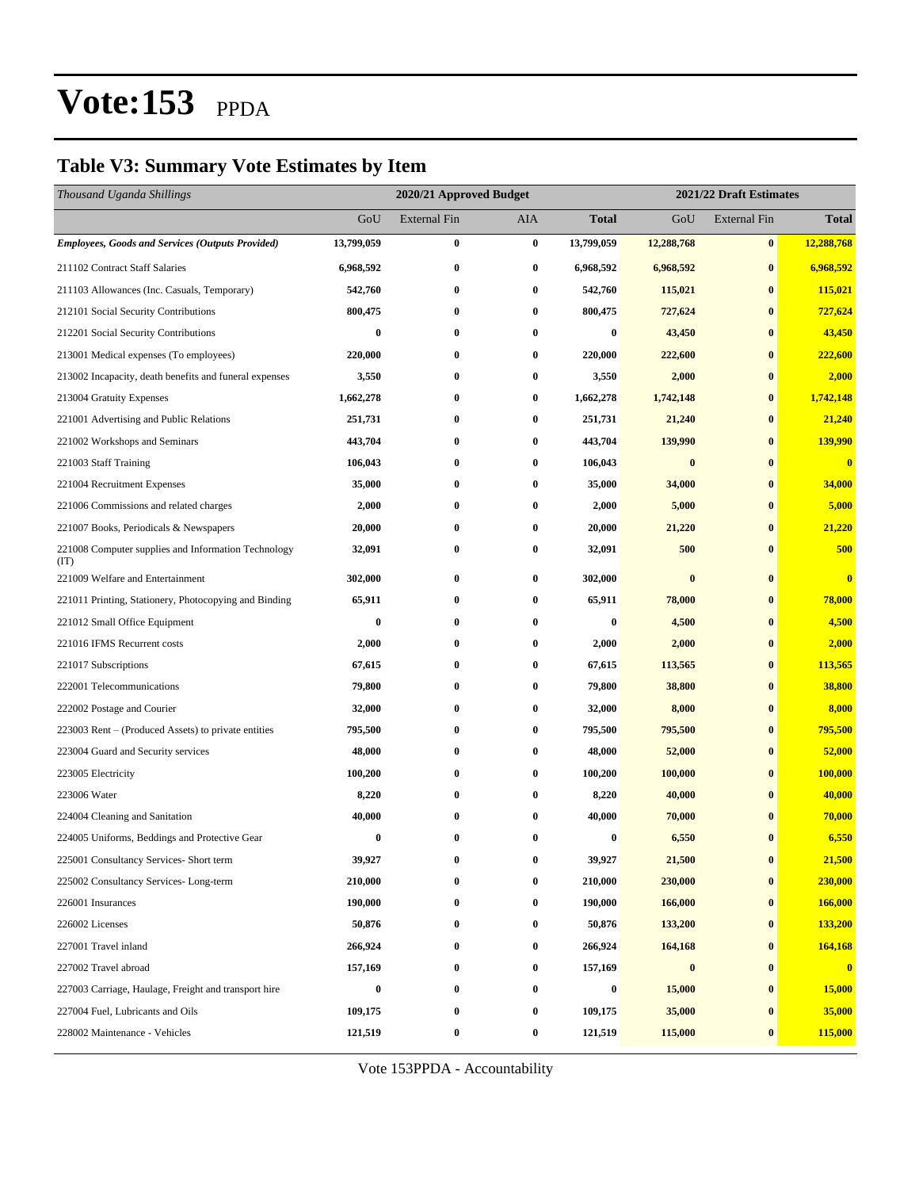# Vote:153 PPDA

## Table V3: Summary Vote Estimates by Item

| *Thousand Uganda Shillings* | 2020/21 Approved Budget | | | | 2021/22 Draft Estimates | | |
|---|---|---|---|---|---|---|---|
| | GoU | External Fin | AIA | **Total** | GoU | External Fin | **Total** |
| ***Employees, Goods and Services (Outputs Provided)*** | **13,799,059** | **0** | **0** | **13,799,059** | **12,288,768** | **0** | **12,288,768** |
| 211102 Contract Staff Salaries | **6,968,592** | **0** | **0** | **6,968,592** | **6,968,592** | **0** | **6,968,592** |
| 211103 Allowances (Inc. Casuals, Temporary) | **542,760** | **0** | **0** | **542,760** | **115,021** | **0** | **115,021** |
| 212101 Social Security Contributions | **800,475** | **0** | **0** | **800,475** | **727,624** | **0** | **727,624** |
| 212201 Social Security Contributions | **0** | **0** | **0** | **0** | **43,450** | **0** | **43,450** |
| 213001 Medical expenses (To employees) | **220,000** | **0** | **0** | **220,000** | **222,600** | **0** | **222,600** |
| 213002 Incapacity, death benefits and funeral expenses | **3,550** | **0** | **0** | **3,550** | **2,000** | **0** | **2,000** |
| 213004 Gratuity Expenses | **1,662,278** | **0** | **0** | **1,662,278** | **1,742,148** | **0** | **1,742,148** |
| 221001 Advertising and Public Relations | **251,731** | **0** | **0** | **251,731** | **21,240** | **0** | **21,240** |
| 221002 Workshops and Seminars | **443,704** | **0** | **0** | **443,704** | **139,990** | **0** | **139,990** |
| 221003 Staff Training | **106,043** | **0** | **0** | **106,043** | **0** | **0** | **0** |
| 221004 Recruitment Expenses | **35,000** | **0** | **0** | **35,000** | **34,000** | **0** | **34,000** |
| 221006 Commissions and related charges | **2,000** | **0** | **0** | **2,000** | **5,000** | **0** | **5,000** |
| 221007 Books, Periodicals & Newspapers | **20,000** | **0** | **0** | **20,000** | **21,220** | **0** | **21,220** |
| 221008 Computer supplies and Information Technology (IT) | **32,091** | **0** | **0** | **32,091** | **500** | **0** | **500** |
| 221009 Welfare and Entertainment | **302,000** | **0** | **0** | **302,000** | **0** | **0** | **0** |
| 221011 Printing, Stationery, Photocopying and Binding | **65,911** | **0** | **0** | **65,911** | **78,000** | **0** | **78,000** |
| 221012 Small Office Equipment | **0** | **0** | **0** | **0** | **4,500** | **0** | **4,500** |
| 221016 IFMS Recurrent costs | **2,000** | **0** | **0** | **2,000** | **2,000** | **0** | **2,000** |
| 221017 Subscriptions | **67,615** | **0** | **0** | **67,615** | **113,565** | **0** | **113,565** |
| 222001 Telecommunications | **79,800** | **0** | **0** | **79,800** | **38,800** | **0** | **38,800** |
| 222002 Postage and Courier | **32,000** | **0** | **0** | **32,000** | **8,000** | **0** | **8,000** |
| 223003 Rent – (Produced Assets) to private entities | **795,500** | **0** | **0** | **795,500** | **795,500** | **0** | **795,500** |
| 223004 Guard and Security services | **48,000** | **0** | **0** | **48,000** | **52,000** | **0** | **52,000** |
| 223005 Electricity | **100,200** | **0** | **0** | **100,200** | **100,000** | **0** | **100,000** |
| 223006 Water | **8,220** | **0** | **0** | **8,220** | **40,000** | **0** | **40,000** |
| 224004 Cleaning and Sanitation | **40,000** | **0** | **0** | **40,000** | **70,000** | **0** | **70,000** |
| 224005 Uniforms, Beddings and Protective Gear | **0** | **0** | **0** | **0** | **6,550** | **0** | **6,550** |
| 225001 Consultancy Services- Short term | **39,927** | **0** | **0** | **39,927** | **21,500** | **0** | **21,500** |
| 225002 Consultancy Services- Long-term | **210,000** | **0** | **0** | **210,000** | **230,000** | **0** | **230,000** |
| 226001 Insurances | **190,000** | **0** | **0** | **190,000** | **166,000** | **0** | **166,000** |
| 226002 Licenses | **50,876** | **0** | **0** | **50,876** | **133,200** | **0** | **133,200** |
| 227001 Travel inland | **266,924** | **0** | **0** | **266,924** | **164,168** | **0** | **164,168** |
| 227002 Travel abroad | **157,169** | **0** | **0** | **157,169** | **0** | **0** | **0** |
| 227003 Carriage, Haulage, Freight and transport hire | **0** | **0** | **0** | **0** | **15,000** | **0** | **15,000** |
| 227004 Fuel, Lubricants and Oils | **109,175** | **0** | **0** | **109,175** | **35,000** | **0** | **35,000** |
| 228002 Maintenance - Vehicles | **121,519** | **0** | **0** | **121,519** | **115,000** | **0** | **115,000** |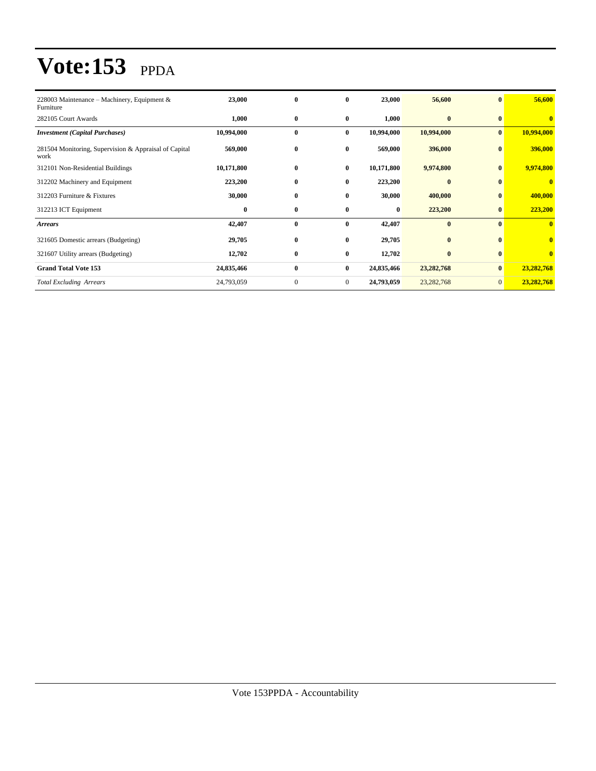# Vote:153 PPDA

| | | | | | | | |
|---|---|---|---|---|---|---|---|
| 228003 Maintenance – Machinery, Equipment & Furniture | **23,000** | **0** | **0** | **23,000** | **56,600** | **0** | **56,600** |
| 282105 Court Awards | **1,000** | **0** | **0** | **1,000** | **0** | **0** | **0** |
| ***Investment (Capital Purchases)*** | **10,994,000** | **0** | **0** | **10,994,000** | **10,994,000** | **0** | **10,994,000** |
| 281504 Monitoring, Supervision & Appraisal of Capital work | **569,000** | **0** | **0** | **569,000** | **396,000** | **0** | **396,000** |
| 312101 Non-Residential Buildings | **10,171,800** | **0** | **0** | **10,171,800** | **9,974,800** | **0** | **9,974,800** |
| 312202 Machinery and Equipment | **223,200** | **0** | **0** | **223,200** | **0** | **0** | **0** |
| 312203 Furniture & Fixtures | **30,000** | **0** | **0** | **30,000** | **400,000** | **0** | **400,000** |
| 312213 ICT Equipment | **0** | **0** | **0** | **0** | **223,200** | **0** | **223,200** |
| ***Arrears*** | **42,407** | **0** | **0** | **42,407** | **0** | **0** | **0** |
| 321605 Domestic arrears (Budgeting) | **29,705** | **0** | **0** | **29,705** | **0** | **0** | **0** |
| 321607 Utility arrears (Budgeting) | **12,702** | **0** | **0** | **12,702** | **0** | **0** | **0** |
| **Grand Total Vote 153** | **24,835,466** | **0** | **0** | **24,835,466** | **23,282,768** | **0** | **23,282,768** |
| *Total Excluding Arrears* | 24,793,059 | 0 | 0 | **24,793,059** | 23,282,768 | 0 | **23,282,768** |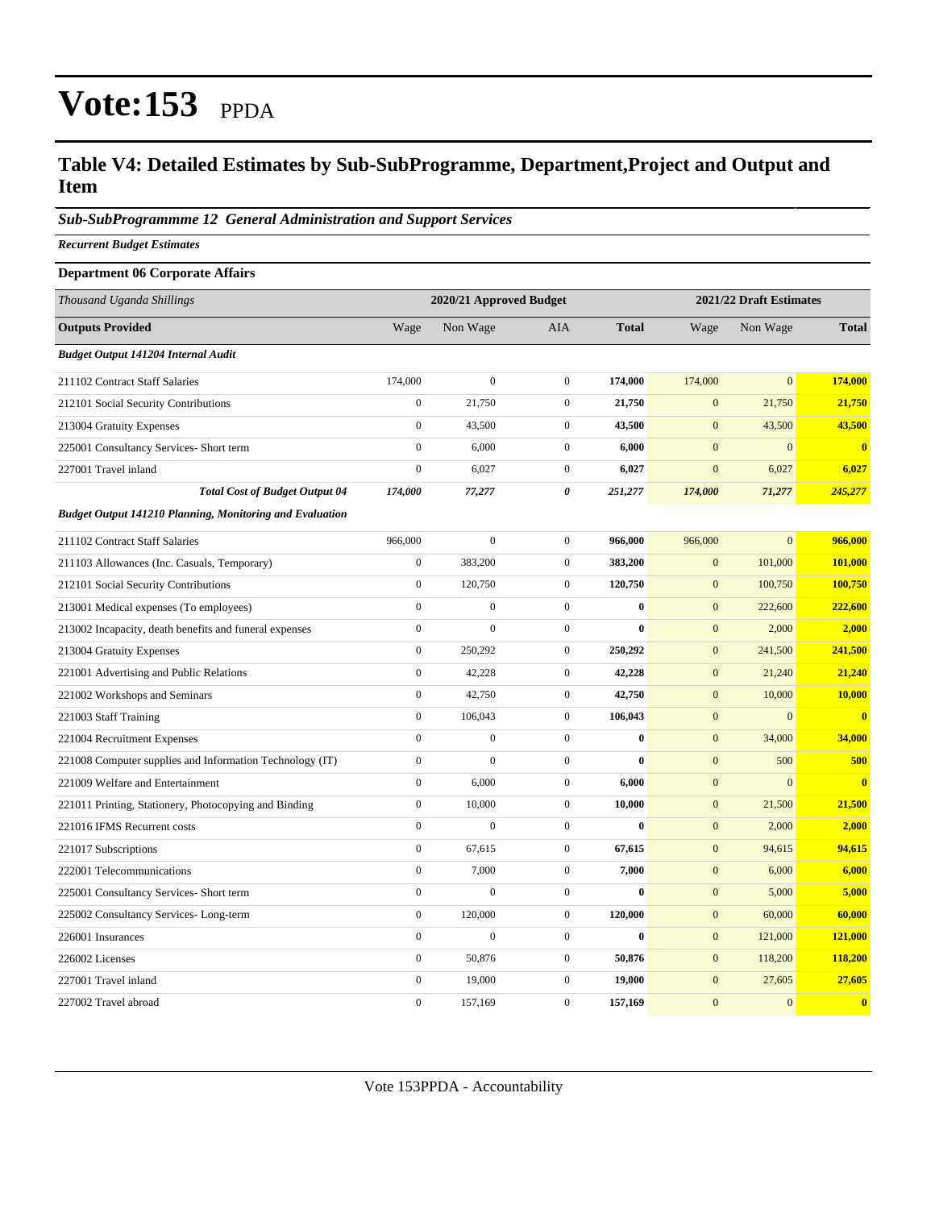# Vote:153 PPDA

## Table V4: Detailed Estimates by Sub-SubProgramme, Department,Project and Output and Item

### *Sub-SubProgrammme 12 General Administration and Support Services*

***Recurrent Budget Estimates***

**Department 06 Corporate Affairs**

| *Thousand Uganda Shillings* | 2020/21 Approved Budget | | | | 2021/22 Draft Estimates | | |
|---|---|---|---|---|---|---|---|
| **Outputs Provided** | Wage | Non Wage | AIA | **Total** | Wage | Non Wage | **Total** |
| ***Budget Output 141204 Internal Audit*** | | | | | | | |
| 211102 Contract Staff Salaries | 174,000 | 0 | 0 | **174,000** | 174,000 | 0 | **174,000** |
| 212101 Social Security Contributions | 0 | 21,750 | 0 | **21,750** | 0 | 21,750 | **21,750** |
| 213004 Gratuity Expenses | 0 | 43,500 | 0 | **43,500** | 0 | 43,500 | **43,500** |
| 225001 Consultancy Services- Short term | 0 | 6,000 | 0 | **6,000** | 0 | 0 | **0** |
| 227001 Travel inland | 0 | 6,027 | 0 | **6,027** | 0 | 6,027 | **6,027** |
| ***Total Cost of Budget Output 04*** | ***174,000*** | ***77,277*** | ***0*** | ***251,277*** | ***174,000*** | ***71,277*** | ***245,277*** |
| ***Budget Output 141210 Planning, Monitoring and Evaluation*** | | | | | | | |
| 211102 Contract Staff Salaries | 966,000 | 0 | 0 | **966,000** | 966,000 | 0 | **966,000** |
| 211103 Allowances (Inc. Casuals, Temporary) | 0 | 383,200 | 0 | **383,200** | 0 | 101,000 | **101,000** |
| 212101 Social Security Contributions | 0 | 120,750 | 0 | **120,750** | 0 | 100,750 | **100,750** |
| 213001 Medical expenses (To employees) | 0 | 0 | 0 | **0** | 0 | 222,600 | **222,600** |
| 213002 Incapacity, death benefits and funeral expenses | 0 | 0 | 0 | **0** | 0 | 2,000 | **2,000** |
| 213004 Gratuity Expenses | 0 | 250,292 | 0 | **250,292** | 0 | 241,500 | **241,500** |
| 221001 Advertising and Public Relations | 0 | 42,228 | 0 | **42,228** | 0 | 21,240 | **21,240** |
| 221002 Workshops and Seminars | 0 | 42,750 | 0 | **42,750** | 0 | 10,000 | **10,000** |
| 221003 Staff Training | 0 | 106,043 | 0 | **106,043** | 0 | 0 | **0** |
| 221004 Recruitment Expenses | 0 | 0 | 0 | **0** | 0 | 34,000 | **34,000** |
| 221008 Computer supplies and Information Technology (IT) | 0 | 0 | 0 | **0** | 0 | 500 | **500** |
| 221009 Welfare and Entertainment | 0 | 6,000 | 0 | **6,000** | 0 | 0 | **0** |
| 221011 Printing, Stationery, Photocopying and Binding | 0 | 10,000 | 0 | **10,000** | 0 | 21,500 | **21,500** |
| 221016 IFMS Recurrent costs | 0 | 0 | 0 | **0** | 0 | 2,000 | **2,000** |
| 221017 Subscriptions | 0 | 67,615 | 0 | **67,615** | 0 | 94,615 | **94,615** |
| 222001 Telecommunications | 0 | 7,000 | 0 | **7,000** | 0 | 6,000 | **6,000** |
| 225001 Consultancy Services- Short term | 0 | 0 | 0 | **0** | 0 | 5,000 | **5,000** |
| 225002 Consultancy Services- Long-term | 0 | 120,000 | 0 | **120,000** | 0 | 60,000 | **60,000** |
| 226001 Insurances | 0 | 0 | 0 | **0** | 0 | 121,000 | **121,000** |
| 226002 Licenses | 0 | 50,876 | 0 | **50,876** | 0 | 118,200 | **118,200** |
| 227001 Travel inland | 0 | 19,000 | 0 | **19,000** | 0 | 27,605 | **27,605** |
| 227002 Travel abroad | 0 | 157,169 | 0 | **157,169** | 0 | 0 | **0** |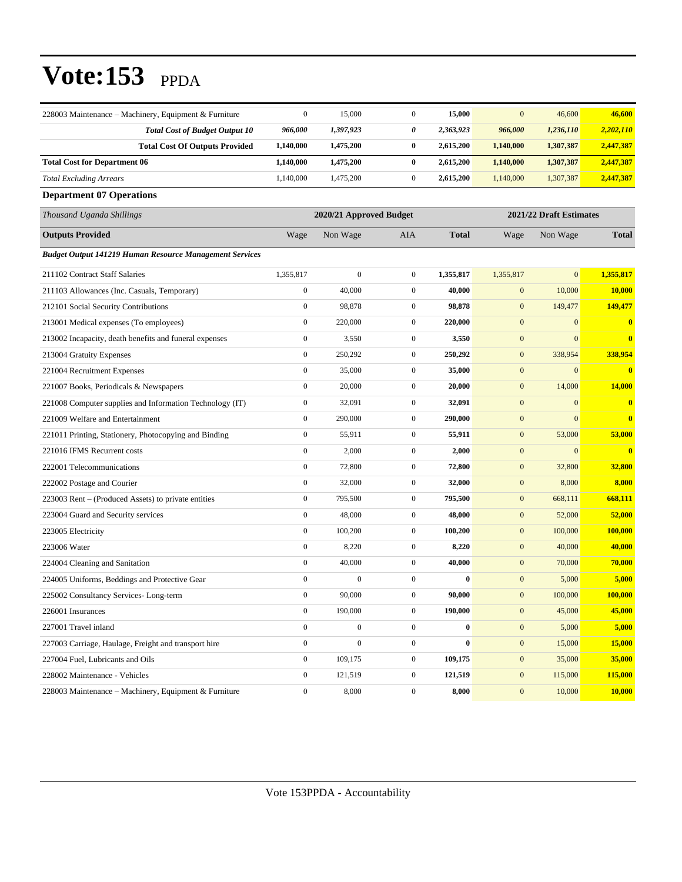# Vote:153 PPDA

| | | | | | | | |
|---|---|---|---|---|---|---|---|
| 228003 Maintenance – Machinery, Equipment & Furniture | 0 | 15,000 | 0 | **15,000** | 0 | 46,600 | **46,600** |
| ***Total Cost of Budget Output 10*** | ***966,000*** | ***1,397,923*** | ***0*** | ***2,363,923*** | ***966,000*** | ***1,236,110*** | ***2,202,110*** |
| **Total Cost Of Outputs Provided** | **1,140,000** | **1,475,200** | **0** | **2,615,200** | **1,140,000** | **1,307,387** | **2,447,387** |
| **Total Cost for Department 06** | **1,140,000** | **1,475,200** | **0** | **2,615,200** | **1,140,000** | **1,307,387** | **2,447,387** |
| *Total Excluding Arrears* | 1,140,000 | 1,475,200 | 0 | **2,615,200** | 1,140,000 | 1,307,387 | **2,447,387** |

**Department 07 Operations**

| *Thousand Uganda Shillings* | 2020/21 Approved Budget | | | | 2021/22 Draft Estimates | | |
|---|---|---|---|---|---|---|---|
| **Outputs Provided** | Wage | Non Wage | AIA | **Total** | Wage | Non Wage | **Total** |
| ***Budget Output 141219 Human Resource Management Services*** | | | | | | | |
| 211102 Contract Staff Salaries | 1,355,817 | 0 | 0 | **1,355,817** | 1,355,817 | 0 | **1,355,817** |
| 211103 Allowances (Inc. Casuals, Temporary) | 0 | 40,000 | 0 | **40,000** | 0 | 10,000 | **10,000** |
| 212101 Social Security Contributions | 0 | 98,878 | 0 | **98,878** | 0 | 149,477 | **149,477** |
| 213001 Medical expenses (To employees) | 0 | 220,000 | 0 | **220,000** | 0 | 0 | **0** |
| 213002 Incapacity, death benefits and funeral expenses | 0 | 3,550 | 0 | **3,550** | 0 | 0 | **0** |
| 213004 Gratuity Expenses | 0 | 250,292 | 0 | **250,292** | 0 | 338,954 | **338,954** |
| 221004 Recruitment Expenses | 0 | 35,000 | 0 | **35,000** | 0 | 0 | **0** |
| 221007 Books, Periodicals & Newspapers | 0 | 20,000 | 0 | **20,000** | 0 | 14,000 | **14,000** |
| 221008 Computer supplies and Information Technology (IT) | 0 | 32,091 | 0 | **32,091** | 0 | 0 | **0** |
| 221009 Welfare and Entertainment | 0 | 290,000 | 0 | **290,000** | 0 | 0 | **0** |
| 221011 Printing, Stationery, Photocopying and Binding | 0 | 55,911 | 0 | **55,911** | 0 | 53,000 | **53,000** |
| 221016 IFMS Recurrent costs | 0 | 2,000 | 0 | **2,000** | 0 | 0 | **0** |
| 222001 Telecommunications | 0 | 72,800 | 0 | **72,800** | 0 | 32,800 | **32,800** |
| 222002 Postage and Courier | 0 | 32,000 | 0 | **32,000** | 0 | 8,000 | **8,000** |
| 223003 Rent – (Produced Assets) to private entities | 0 | 795,500 | 0 | **795,500** | 0 | 668,111 | **668,111** |
| 223004 Guard and Security services | 0 | 48,000 | 0 | **48,000** | 0 | 52,000 | **52,000** |
| 223005 Electricity | 0 | 100,200 | 0 | **100,200** | 0 | 100,000 | **100,000** |
| 223006 Water | 0 | 8,220 | 0 | **8,220** | 0 | 40,000 | **40,000** |
| 224004 Cleaning and Sanitation | 0 | 40,000 | 0 | **40,000** | 0 | 70,000 | **70,000** |
| 224005 Uniforms, Beddings and Protective Gear | 0 | 0 | 0 | **0** | 0 | 5,000 | **5,000** |
| 225002 Consultancy Services- Long-term | 0 | 90,000 | 0 | **90,000** | 0 | 100,000 | **100,000** |
| 226001 Insurances | 0 | 190,000 | 0 | **190,000** | 0 | 45,000 | **45,000** |
| 227001 Travel inland | 0 | 0 | 0 | **0** | 0 | 5,000 | **5,000** |
| 227003 Carriage, Haulage, Freight and transport hire | 0 | 0 | 0 | **0** | 0 | 15,000 | **15,000** |
| 227004 Fuel, Lubricants and Oils | 0 | 109,175 | 0 | **109,175** | 0 | 35,000 | **35,000** |
| 228002 Maintenance - Vehicles | 0 | 121,519 | 0 | **121,519** | 0 | 115,000 | **115,000** |
| 228003 Maintenance – Machinery, Equipment & Furniture | 0 | 8,000 | 0 | **8,000** | 0 | 10,000 | **10,000** |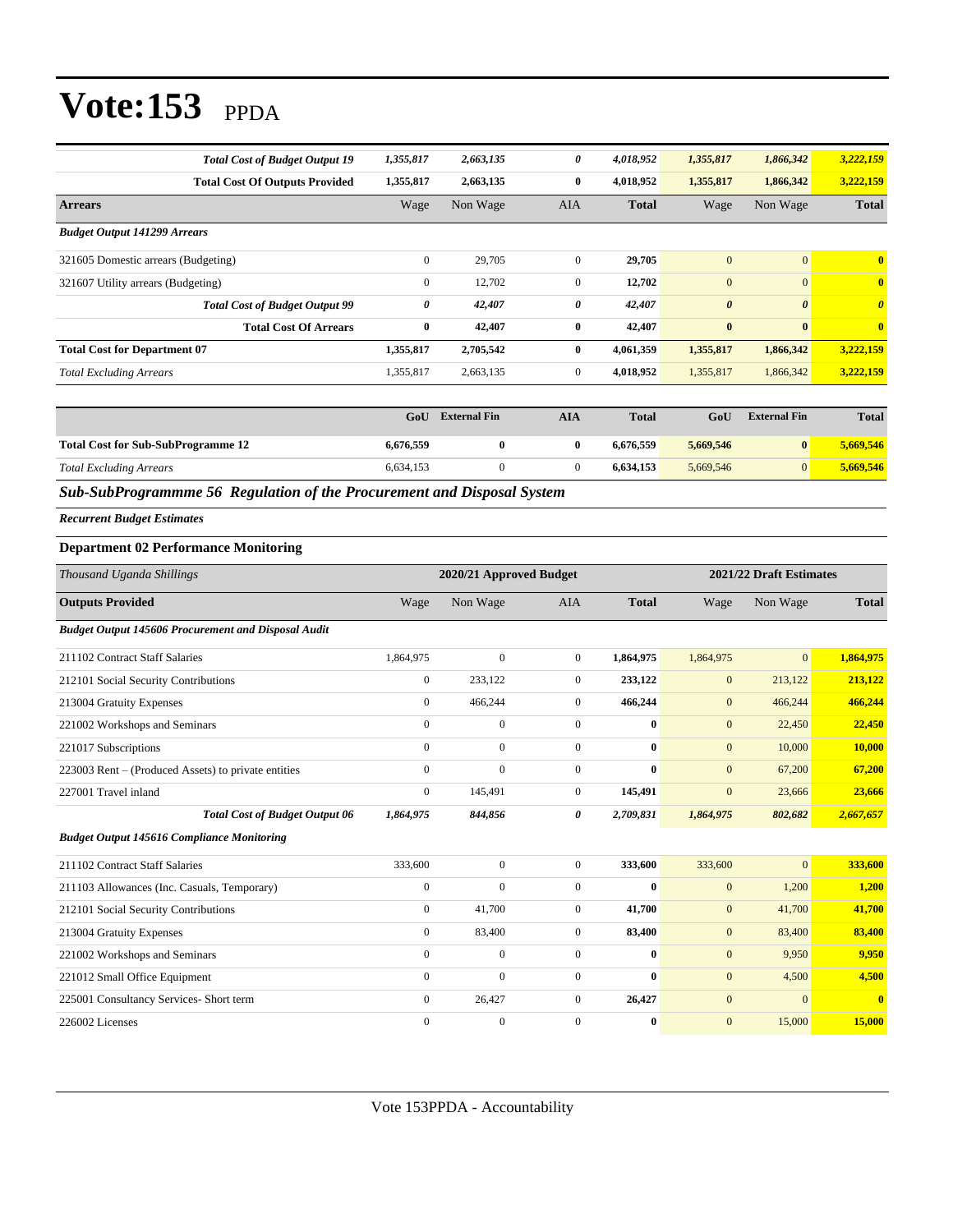# Vote:153 PPDA

| | Wage | Non Wage | AIA | Total | Wage | Non Wage | Total |
|---|---|---|---|---|---|---|---|
| ***Total Cost of Budget Output 19*** | *1,355,817* | *2,663,135* | *0* | *4,018,952* | *1,355,817* | *1,866,342* | *3,222,159* |
| **Total Cost Of Outputs Provided** | **1,355,817** | **2,663,135** | **0** | **4,018,952** | **1,355,817** | **1,866,342** | **3,222,159** |
| **Arrears** | Wage | Non Wage | AIA | **Total** | Wage | Non Wage | **Total** |
| ***Budget Output 141299 Arrears*** | | | | | | | |
| 321605 Domestic arrears (Budgeting) | 0 | 29,705 | 0 | **29,705** | 0 | 0 | **0** |
| 321607 Utility arrears (Budgeting) | 0 | 12,702 | 0 | **12,702** | 0 | 0 | **0** |
| ***Total Cost of Budget Output 99*** | *0* | *42,407* | *0* | *42,407* | *0* | *0* | *0* |
| **Total Cost Of Arrears** | **0** | **42,407** | **0** | **42,407** | **0** | **0** | **0** |
| **Total Cost for Department 07** | **1,355,817** | **2,705,542** | **0** | **4,061,359** | **1,355,817** | **1,866,342** | **3,222,159** |
| *Total Excluding Arrears* | 1,355,817 | 2,663,135 | 0 | **4,018,952** | 1,355,817 | 1,866,342 | **3,222,159** |

| | GoU | External Fin | AIA | Total | GoU | External Fin | Total |
|---|---|---|---|---|---|---|---|
| **Total Cost for Sub-SubProgramme 12** | **6,676,559** | **0** | **0** | **6,676,559** | **5,669,546** | **0** | **5,669,546** |
| *Total Excluding Arrears* | 6,634,153 | 0 | 0 | **6,634,153** | 5,669,546 | 0 | **5,669,546** |

## *Sub-SubProgrammme 56 Regulation of the Procurement and Disposal System*

***Recurrent Budget Estimates***

### Department 02 Performance Monitoring

| *Thousand Uganda Shillings* | 2020/21 Approved Budget | | | | 2021/22 Draft Estimates | | |
|---|---|---|---|---|---|---|---|
| **Outputs Provided** | Wage | Non Wage | AIA | **Total** | Wage | Non Wage | **Total** |
| ***Budget Output 145606 Procurement and Disposal Audit*** | | | | | | | |
| 211102 Contract Staff Salaries | 1,864,975 | 0 | 0 | **1,864,975** | 1,864,975 | 0 | **1,864,975** |
| 212101 Social Security Contributions | 0 | 233,122 | 0 | **233,122** | 0 | 213,122 | **213,122** |
| 213004 Gratuity Expenses | 0 | 466,244 | 0 | **466,244** | 0 | 466,244 | **466,244** |
| 221002 Workshops and Seminars | 0 | 0 | 0 | **0** | 0 | 22,450 | **22,450** |
| 221017 Subscriptions | 0 | 0 | 0 | **0** | 0 | 10,000 | **10,000** |
| 223003 Rent – (Produced Assets) to private entities | 0 | 0 | 0 | **0** | 0 | 67,200 | **67,200** |
| 227001 Travel inland | 0 | 145,491 | 0 | **145,491** | 0 | 23,666 | **23,666** |
| ***Total Cost of Budget Output 06*** | *1,864,975* | *844,856* | *0* | *2,709,831* | *1,864,975* | *802,682* | *2,667,657* |
| ***Budget Output 145616 Compliance Monitoring*** | | | | | | | |
| 211102 Contract Staff Salaries | 333,600 | 0 | 0 | **333,600** | 333,600 | 0 | **333,600** |
| 211103 Allowances (Inc. Casuals, Temporary) | 0 | 0 | 0 | **0** | 0 | 1,200 | **1,200** |
| 212101 Social Security Contributions | 0 | 41,700 | 0 | **41,700** | 0 | 41,700 | **41,700** |
| 213004 Gratuity Expenses | 0 | 83,400 | 0 | **83,400** | 0 | 83,400 | **83,400** |
| 221002 Workshops and Seminars | 0 | 0 | 0 | **0** | 0 | 9,950 | **9,950** |
| 221012 Small Office Equipment | 0 | 0 | 0 | **0** | 0 | 4,500 | **4,500** |
| 225001 Consultancy Services- Short term | 0 | 26,427 | 0 | **26,427** | 0 | 0 | **0** |
| 226002 Licenses | 0 | 0 | 0 | **0** | 0 | 15,000 | **15,000** |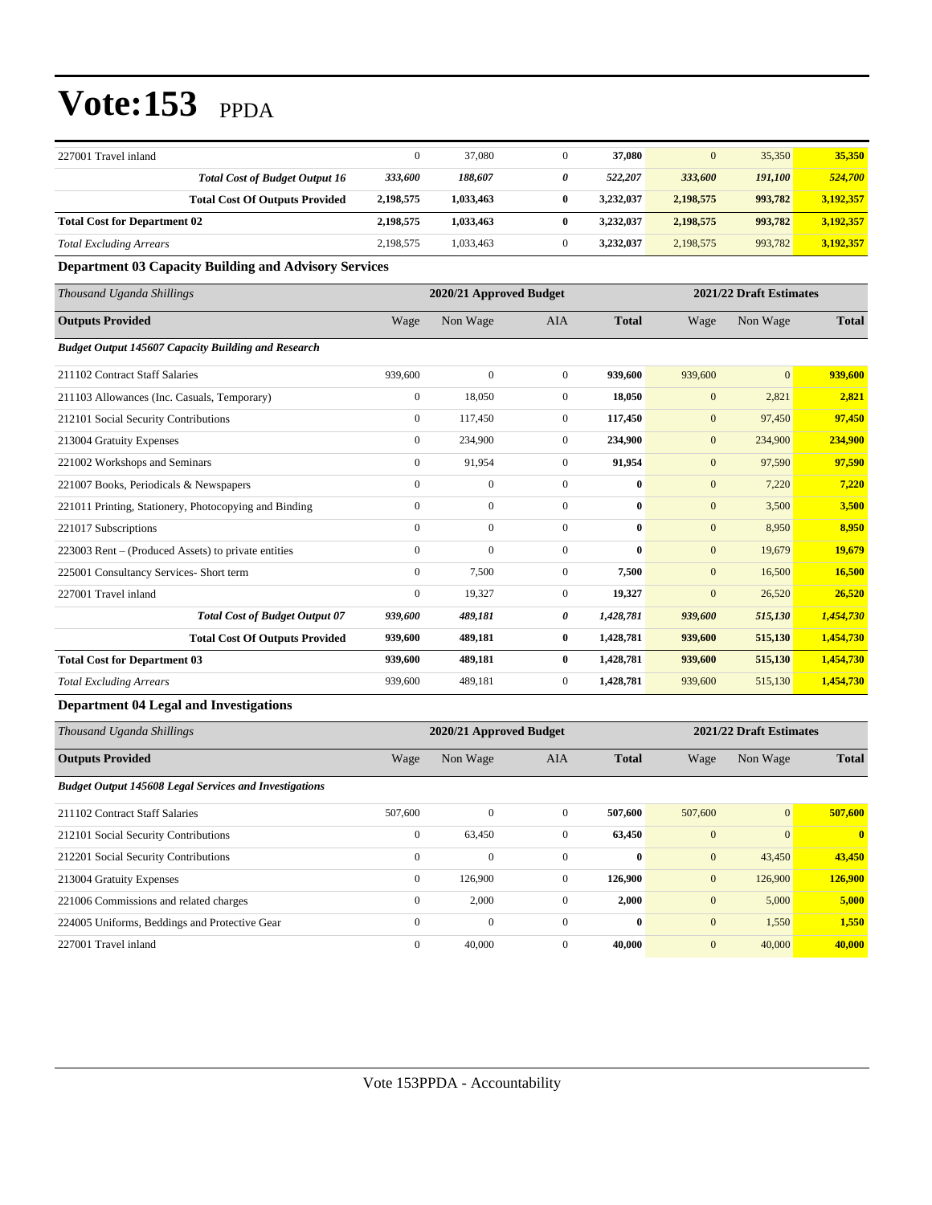# Vote:153 PPDA

| | | | | | | | |
|---|---|---|---|---|---|---|---|
| 227001 Travel inland | 0 | 37,080 | 0 | **37,080** | 0 | 35,350 | **35,350** |
| ***Total Cost of Budget Output 16*** | ***333,600*** | ***188,607*** | ***0*** | ***522,207*** | ***333,600*** | ***191,100*** | ***524,700*** |
| **Total Cost Of Outputs Provided** | **2,198,575** | **1,033,463** | **0** | **3,232,037** | **2,198,575** | **993,782** | **3,192,357** |
| **Total Cost for Department 02** | **2,198,575** | **1,033,463** | **0** | **3,232,037** | **2,198,575** | **993,782** | **3,192,357** |
| *Total Excluding Arrears* | 2,198,575 | 1,033,463 | 0 | **3,232,037** | 2,198,575 | 993,782 | **3,192,357** |

**Department 03 Capacity Building and Advisory Services**

| *Thousand Uganda Shillings* | 2020/21 Approved Budget | | | | 2021/22 Draft Estimates | | |
|---|---|---|---|---|---|---|---|
| **Outputs Provided** | Wage | Non Wage | AIA | **Total** | Wage | Non Wage | **Total** |
| ***Budget Output 145607 Capacity Building and Research*** | | | | | | | |
| 211102 Contract Staff Salaries | 939,600 | 0 | 0 | **939,600** | 939,600 | 0 | **939,600** |
| 211103 Allowances (Inc. Casuals, Temporary) | 0 | 18,050 | 0 | **18,050** | 0 | 2,821 | **2,821** |
| 212101 Social Security Contributions | 0 | 117,450 | 0 | **117,450** | 0 | 97,450 | **97,450** |
| 213004 Gratuity Expenses | 0 | 234,900 | 0 | **234,900** | 0 | 234,900 | **234,900** |
| 221002 Workshops and Seminars | 0 | 91,954 | 0 | **91,954** | 0 | 97,590 | **97,590** |
| 221007 Books, Periodicals & Newspapers | 0 | 0 | 0 | **0** | 0 | 7,220 | **7,220** |
| 221011 Printing, Stationery, Photocopying and Binding | 0 | 0 | 0 | **0** | 0 | 3,500 | **3,500** |
| 221017 Subscriptions | 0 | 0 | 0 | **0** | 0 | 8,950 | **8,950** |
| 223003 Rent – (Produced Assets) to private entities | 0 | 0 | 0 | **0** | 0 | 19,679 | **19,679** |
| 225001 Consultancy Services- Short term | 0 | 7,500 | 0 | **7,500** | 0 | 16,500 | **16,500** |
| 227001 Travel inland | 0 | 19,327 | 0 | **19,327** | 0 | 26,520 | **26,520** |
| ***Total Cost of Budget Output 07*** | ***939,600*** | ***489,181*** | ***0*** | ***1,428,781*** | ***939,600*** | ***515,130*** | ***1,454,730*** |
| **Total Cost Of Outputs Provided** | **939,600** | **489,181** | **0** | **1,428,781** | **939,600** | **515,130** | **1,454,730** |
| **Total Cost for Department 03** | **939,600** | **489,181** | **0** | **1,428,781** | **939,600** | **515,130** | **1,454,730** |
| *Total Excluding Arrears* | 939,600 | 489,181 | 0 | **1,428,781** | 939,600 | 515,130 | **1,454,730** |

**Department 04 Legal and Investigations**

| *Thousand Uganda Shillings* | 2020/21 Approved Budget | | | | 2021/22 Draft Estimates | | |
|---|---|---|---|---|---|---|---|
| **Outputs Provided** | Wage | Non Wage | AIA | **Total** | Wage | Non Wage | **Total** |
| ***Budget Output 145608 Legal Services and Investigations*** | | | | | | | |
| 211102 Contract Staff Salaries | 507,600 | 0 | 0 | **507,600** | 507,600 | 0 | **507,600** |
| 212101 Social Security Contributions | 0 | 63,450 | 0 | **63,450** | 0 | 0 | **0** |
| 212201 Social Security Contributions | 0 | 0 | 0 | **0** | 0 | 43,450 | **43,450** |
| 213004 Gratuity Expenses | 0 | 126,900 | 0 | **126,900** | 0 | 126,900 | **126,900** |
| 221006 Commissions and related charges | 0 | 2,000 | 0 | **2,000** | 0 | 5,000 | **5,000** |
| 224005 Uniforms, Beddings and Protective Gear | 0 | 0 | 0 | **0** | 0 | 1,550 | **1,550** |
| 227001 Travel inland | 0 | 40,000 | 0 | **40,000** | 0 | 40,000 | **40,000** |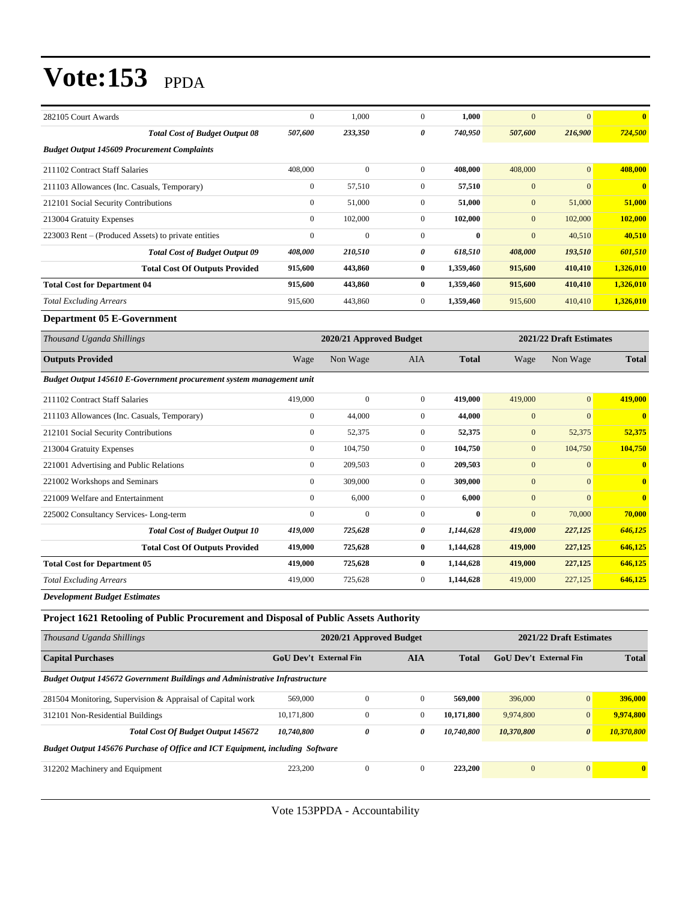# Vote:153 PPDA

| | | | | | | | |
|---|---|---|---|---|---|---|---|
| 282105 Court Awards | 0 | 1,000 | 0 | **1,000** | 0 | 0 | **0** |
| ***Total Cost of Budget Output 08*** | ***507,600*** | ***233,350*** | ***0*** | ***740,950*** | ***507,600*** | ***216,900*** | ***724,500*** |
| ***Budget Output 145609 Procurement Complaints*** | | | | | | | |
| 211102 Contract Staff Salaries | 408,000 | 0 | 0 | **408,000** | 408,000 | 0 | **408,000** |
| 211103 Allowances (Inc. Casuals, Temporary) | 0 | 57,510 | 0 | **57,510** | 0 | 0 | **0** |
| 212101 Social Security Contributions | 0 | 51,000 | 0 | **51,000** | 0 | 51,000 | **51,000** |
| 213004 Gratuity Expenses | 0 | 102,000 | 0 | **102,000** | 0 | 102,000 | **102,000** |
| 223003 Rent – (Produced Assets) to private entities | 0 | 0 | 0 | **0** | 0 | 40,510 | **40,510** |
| ***Total Cost of Budget Output 09*** | ***408,000*** | ***210,510*** | ***0*** | ***618,510*** | ***408,000*** | ***193,510*** | ***601,510*** |
| **Total Cost Of Outputs Provided** | **915,600** | **443,860** | **0** | **1,359,460** | **915,600** | **410,410** | **1,326,010** |
| **Total Cost for Department 04** | **915,600** | **443,860** | **0** | **1,359,460** | **915,600** | **410,410** | **1,326,010** |
| *Total Excluding Arrears* | 915,600 | 443,860 | 0 | **1,359,460** | 915,600 | 410,410 | **1,326,010** |

**Department 05 E-Government**

| *Thousand Uganda Shillings* | 2020/21 Approved Budget | | | | 2021/22 Draft Estimates | | |
|---|---|---|---|---|---|---|---|
| **Outputs Provided** | Wage | Non Wage | AIA | **Total** | Wage | Non Wage | **Total** |
| ***Budget Output 145610 E-Government procurement system management unit*** | | | | | | | |
| 211102 Contract Staff Salaries | 419,000 | 0 | 0 | **419,000** | 419,000 | 0 | **419,000** |
| 211103 Allowances (Inc. Casuals, Temporary) | 0 | 44,000 | 0 | **44,000** | 0 | 0 | **0** |
| 212101 Social Security Contributions | 0 | 52,375 | 0 | **52,375** | 0 | 52,375 | **52,375** |
| 213004 Gratuity Expenses | 0 | 104,750 | 0 | **104,750** | 0 | 104,750 | **104,750** |
| 221001 Advertising and Public Relations | 0 | 209,503 | 0 | **209,503** | 0 | 0 | **0** |
| 221002 Workshops and Seminars | 0 | 309,000 | 0 | **309,000** | 0 | 0 | **0** |
| 221009 Welfare and Entertainment | 0 | 6,000 | 0 | **6,000** | 0 | 0 | **0** |
| 225002 Consultancy Services- Long-term | 0 | 0 | 0 | **0** | 0 | 70,000 | **70,000** |
| ***Total Cost of Budget Output 10*** | ***419,000*** | ***725,628*** | ***0*** | ***1,144,628*** | ***419,000*** | ***227,125*** | ***646,125*** |
| **Total Cost Of Outputs Provided** | **419,000** | **725,628** | **0** | **1,144,628** | **419,000** | **227,125** | **646,125** |
| **Total Cost for Department 05** | **419,000** | **725,628** | **0** | **1,144,628** | **419,000** | **227,125** | **646,125** |
| *Total Excluding Arrears* | 419,000 | 725,628 | 0 | **1,144,628** | 419,000 | 227,125 | **646,125** |

***Development Budget Estimates***

**Project 1621 Retooling of Public Procurement and Disposal of Public Assets Authority**

| *Thousand Uganda Shillings* | 2020/21 Approved Budget | | | | 2021/22 Draft Estimates | | |
|---|---|---|---|---|---|---|---|
| **Capital Purchases** | **GoU Dev't** | **External Fin** | **AIA** | **Total** | **GoU Dev't** | **External Fin** | **Total** |
| ***Budget Output 145672 Government Buildings and Administrative Infrastructure*** | | | | | | | |
| 281504 Monitoring, Supervision & Appraisal of Capital work | 569,000 | 0 | 0 | **569,000** | 396,000 | 0 | **396,000** |
| 312101 Non-Residential Buildings | 10,171,800 | 0 | 0 | **10,171,800** | 9,974,800 | 0 | **9,974,800** |
| ***Total Cost Of Budget Output 145672*** | ***10,740,800*** | ***0*** | ***0*** | ***10,740,800*** | ***10,370,800*** | ***0*** | ***10,370,800*** |
| ***Budget Output 145676 Purchase of Office and ICT Equipment, including Software*** | | | | | | | |
| 312202 Machinery and Equipment | 223,200 | 0 | 0 | **223,200** | 0 | 0 | **0** |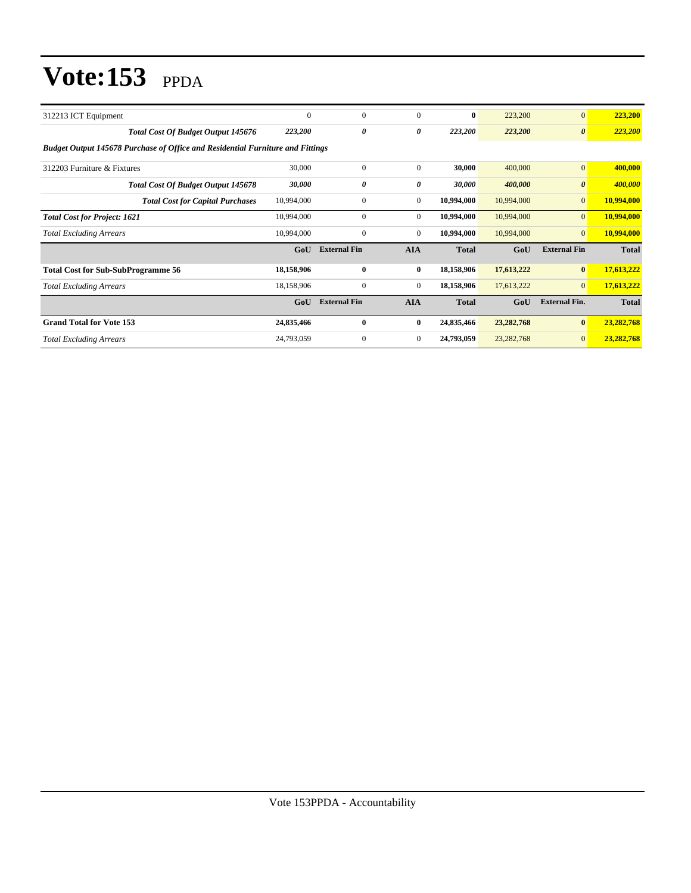# Vote:153 PPDA

| | | | | | | | |
|---|---|---|---|---|---|---|---|
| 312213 ICT Equipment | 0 | 0 | 0 | **0** | 223,200 | 0 | **223,200** |
| ***Total Cost Of Budget Output 145676*** | ***223,200*** | ***0*** | ***0*** | ***223,200*** | ***223,200*** | ***0*** | ***223,200*** |
| ***Budget Output 145678 Purchase of Office and Residential Furniture and Fittings*** | | | | | | | |
| 312203 Furniture & Fixtures | 30,000 | 0 | 0 | **30,000** | 400,000 | 0 | **400,000** |
| ***Total Cost Of Budget Output 145678*** | ***30,000*** | ***0*** | ***0*** | ***30,000*** | ***400,000*** | ***0*** | ***400,000*** |
| ***Total Cost for Capital Purchases*** | 10,994,000 | 0 | 0 | **10,994,000** | 10,994,000 | 0 | **10,994,000** |
| ***Total Cost for Project: 1621*** | 10,994,000 | 0 | 0 | **10,994,000** | 10,994,000 | 0 | **10,994,000** |
| *Total Excluding Arrears* | 10,994,000 | 0 | 0 | **10,994,000** | 10,994,000 | 0 | **10,994,000** |
| | **GoU** | **External Fin** | **AIA** | **Total** | **GoU** | **External Fin** | **Total** |
| **Total Cost for Sub-SubProgramme 56** | **18,158,906** | **0** | **0** | **18,158,906** | **17,613,222** | **0** | **17,613,222** |
| *Total Excluding Arrears* | 18,158,906 | 0 | 0 | **18,158,906** | 17,613,222 | 0 | **17,613,222** |
| | **GoU** | **External Fin** | **AIA** | **Total** | **GoU** | **External Fin.** | **Total** |
| **Grand Total for Vote 153** | **24,835,466** | **0** | **0** | **24,835,466** | **23,282,768** | **0** | **23,282,768** |
| *Total Excluding Arrears* | 24,793,059 | 0 | 0 | **24,793,059** | 23,282,768 | 0 | **23,282,768** |